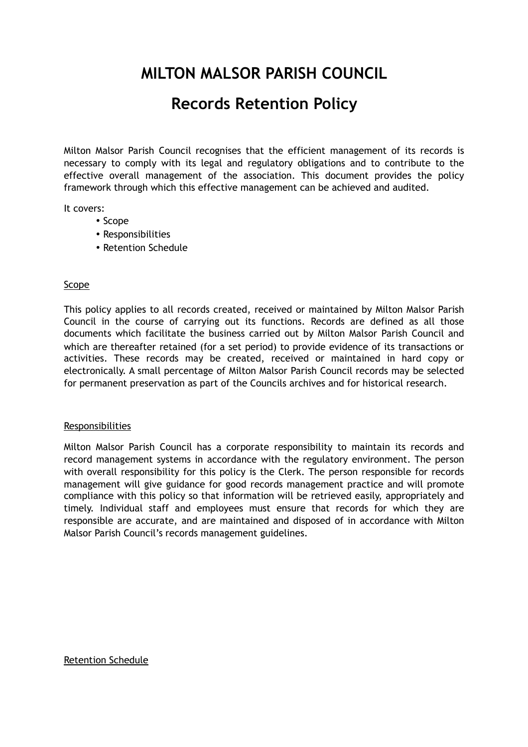# MILTON MALSOR PARISH COUNCIL

## Records Retention Policy

Milton Malsor Parish Council recognises that the efficient management of its records is necessary to comply with its legal and regulatory obligations and to contribute to the effective overall management of the association. This document provides the policy framework through which this effective management can be achieved and audited.

It covers:

- Scope
- Responsibilities
- Retention Schedule

<u>Scope</u>

This policy applies to all records created, received or maintained by Milton Malsor Parish Council in the course of carrying out its functions. Records are defined as all those documents which facilitate the business carried out by Milton Malsor Parish Council and which are thereafter retained (for a set period) to provide evidence of its transactions or activities. These records may be created, received or maintained in hard copy or electronically. A small percentage of Milton Malsor Parish Council records may be selected for permanent preservation as part of the Councils archives and for historical research.

<u>Responsibilities</u>

Milton Malsor Parish Council has a corporate responsibility to maintain its records and record management systems in accordance with the regulatory environment. The person with overall responsibility for this policy is the Clerk. The person responsible for records management will give guidance for good records management practice and will promote compliance with this policy so that information will be retrieved easily, appropriately and timely. Individual staff and employees must ensure that records for which they are responsible are accurate, and are maintained and disposed of in accordance with Milton Malsor Parish Council's records management guidelines.

<u>Retention Schedule</u>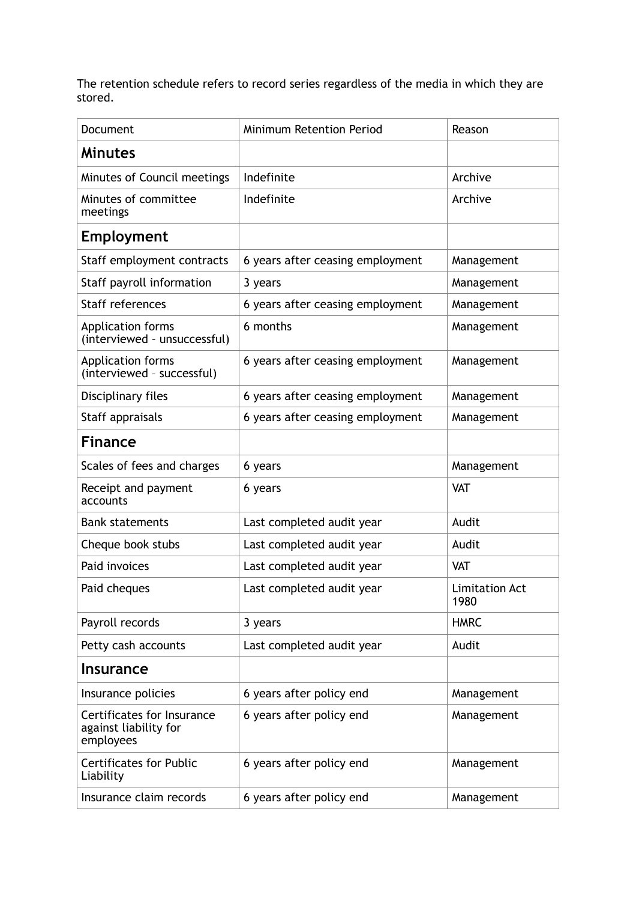The retention schedule refers to record series regardless of the media in which they are stored.

| Document | Minimum Retention Period | Reason |
|---|---|---|
| **Minutes** | | |
| Minutes of Council meetings | Indefinite | Archive |
| Minutes of committee meetings | Indefinite | Archive |
| **Employment** | | |
| Staff employment contracts | 6 years after ceasing employment | Management |
| Staff payroll information | 3 years | Management |
| Staff references | 6 years after ceasing employment | Management |
| Application forms (interviewed – unsuccessful) | 6 months | Management |
| Application forms (interviewed – successful) | 6 years after ceasing employment | Management |
| Disciplinary files | 6 years after ceasing employment | Management |
| Staff appraisals | 6 years after ceasing employment | Management |
| **Finance** | | |
| Scales of fees and charges | 6 years | Management |
| Receipt and payment accounts | 6 years | VAT |
| Bank statements | Last completed audit year | Audit |
| Cheque book stubs | Last completed audit year | Audit |
| Paid invoices | Last completed audit year | VAT |
| Paid cheques | Last completed audit year | Limitation Act 1980 |
| Payroll records | 3 years | HMRC |
| Petty cash accounts | Last completed audit year | Audit |
| **Insurance** | | |
| Insurance policies | 6 years after policy end | Management |
| Certificates for Insurance against liability for employees | 6 years after policy end | Management |
| Certificates for Public Liability | 6 years after policy end | Management |
| Insurance claim records | 6 years after policy end | Management |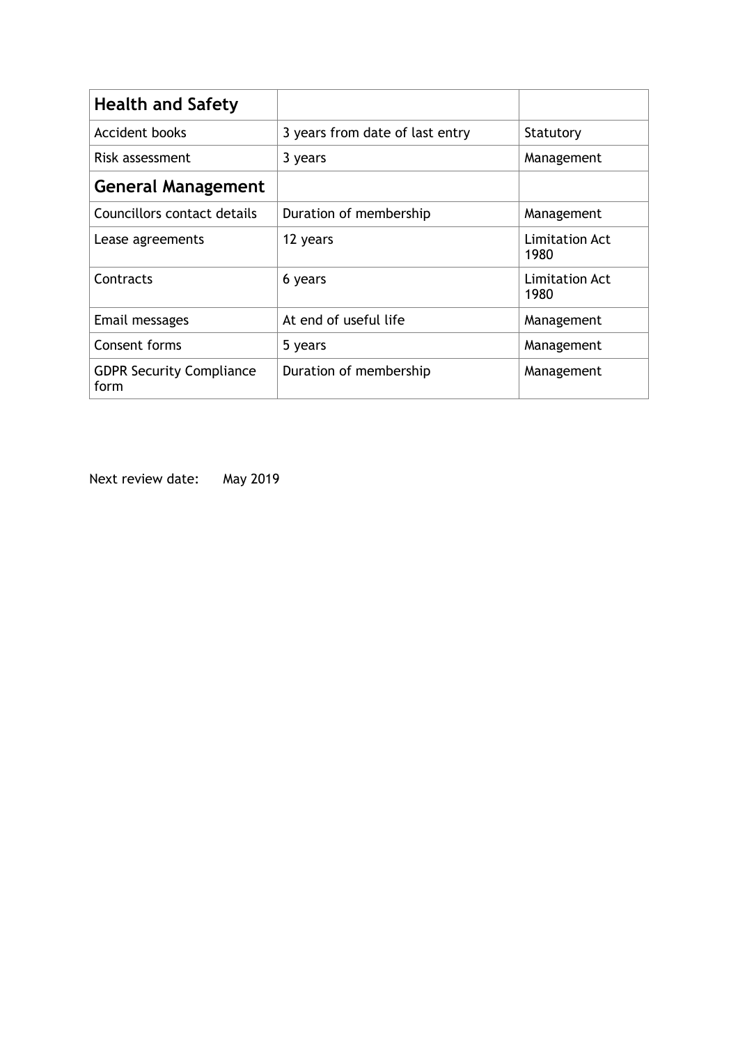| | | |
|---|---|---|
| **Health and Safety** | | |
| Accident books | 3 years from date of last entry | Statutory |
| Risk assessment | 3 years | Management |
| **General Management** | | |
| Councillors contact details | Duration of membership | Management |
| Lease agreements | 12 years | Limitation Act 1980 |
| Contracts | 6 years | Limitation Act 1980 |
| Email messages | At end of useful life | Management |
| Consent forms | 5 years | Management |
| GDPR Security Compliance form | Duration of membership | Management |

Next review date: May 2019